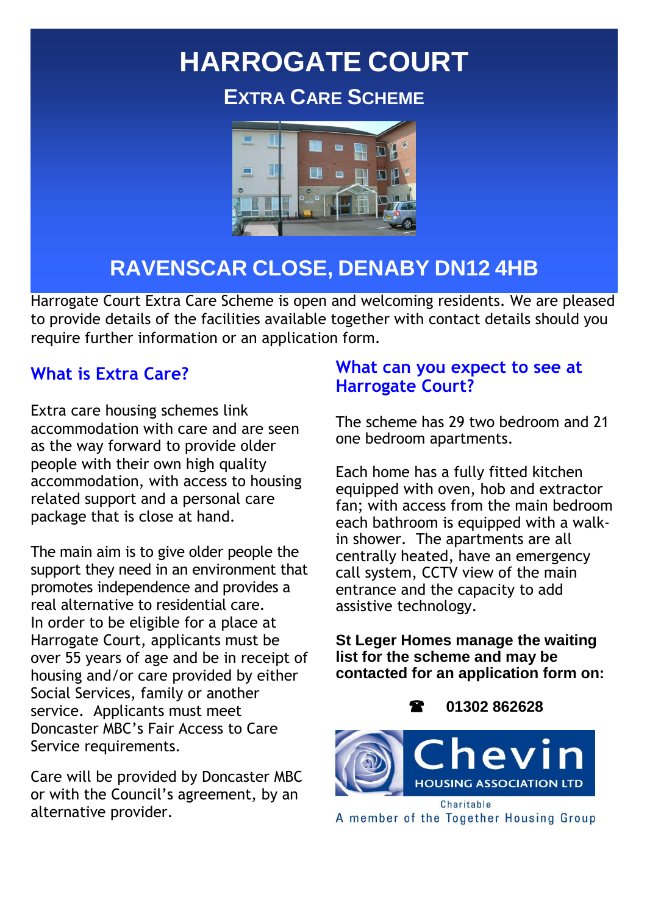# HARROGATE COURT

## EXTRA CARE SCHEME

## RAVENSCAR CLOSE, DENABY DN12 4HB

Harrogate Court Extra Care Scheme is open and welcoming residents. We are pleased to provide details of the facilities available together with contact details should you require further information or an application form.

### What is Extra Care?

Extra care housing schemes link accommodation with care and are seen as the way forward to provide older people with their own high quality accommodation, with access to housing related support and a personal care package that is close at hand.

The main aim is to give older people the support they need in an environment that promotes independence and provides a real alternative to residential care. In order to be eligible for a place at Harrogate Court, applicants must be over 55 years of age and be in receipt of housing and/or care provided by either Social Services, family or another service. Applicants must meet Doncaster MBC's Fair Access to Care Service requirements.

Care will be provided by Doncaster MBC or with the Council's agreement, by an alternative provider.

### What can you expect to see at Harrogate Court?

The scheme has 29 two bedroom and 21 one bedroom apartments.

Each home has a fully fitted kitchen equipped with oven, hob and extractor fan; with access from the main bedroom each bathroom is equipped with a walk-in shower. The apartments are all centrally heated, have an emergency call system, CCTV view of the main entrance and the capacity to add assistive technology.

**St Leger Homes manage the waiting list for the scheme and may be contacted for an application form on:**

**☎ 01302 862628**

Chevin HOUSING ASSOCIATION LTD

Charitable

A member of the Together Housing Group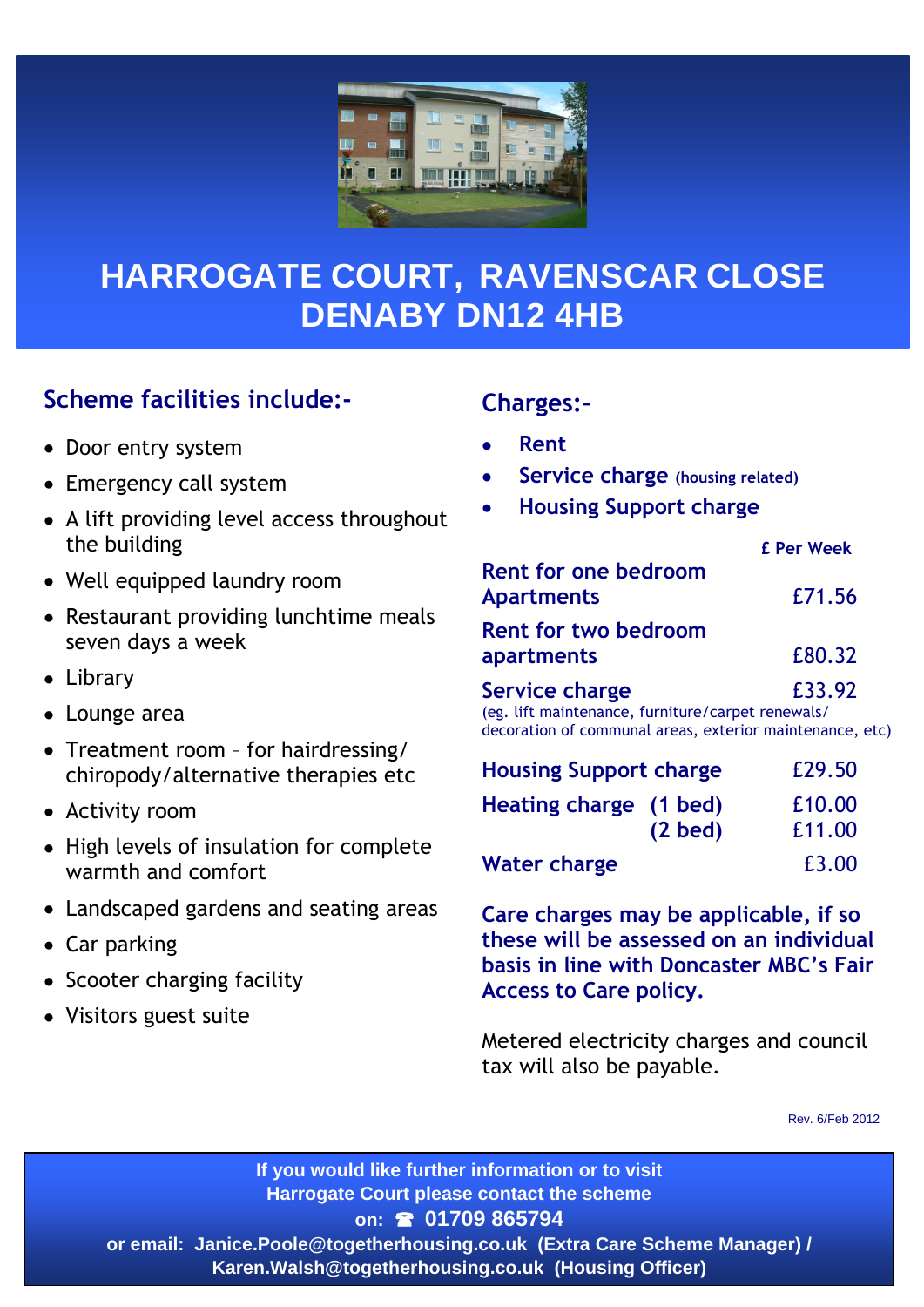# HARROGATE COURT, RAVENSCAR CLOSE DENABY DN12 4HB

## Scheme facilities include:-

- Door entry system
- Emergency call system
- A lift providing level access throughout the building
- Well equipped laundry room
- Restaurant providing lunchtime meals seven days a week
- Library
- Lounge area
- Treatment room – for hairdressing/ chiropody/alternative therapies etc
- Activity room
- High levels of insulation for complete warmth and comfort
- Landscaped gardens and seating areas
- Car parking
- Scooter charging facility
- Visitors guest suite

## Charges:-

- **Rent**
- **Service charge** (housing related)
- **Housing Support charge**

| | | £ Per Week |
|---|---|---|
| **Rent for one bedroom Apartments** | | £71.56 |
| **Rent for two bedroom apartments** | | £80.32 |
| **Service charge** (eg. lift maintenance, furniture/carpet renewals/ decoration of communal areas, exterior maintenance, etc) | | £33.92 |
| **Housing Support charge** | | £29.50 |
| **Heating charge** | (1 bed) | £10.00 |
| | (2 bed) | £11.00 |
| **Water charge** | | £3.00 |

**Care charges may be applicable, if so these will be assessed on an individual basis in line with Doncaster MBC's Fair Access to Care policy.**

Metered electricity charges and council tax will also be payable.

Rev. 6/Feb 2012

**If you would like further information or to visit Harrogate Court please contact the scheme on: ☎ 01709 865794**
**or email: Janice.Poole@togetherhousing.co.uk (Extra Care Scheme Manager) / Karen.Walsh@togetherhousing.co.uk (Housing Officer)**